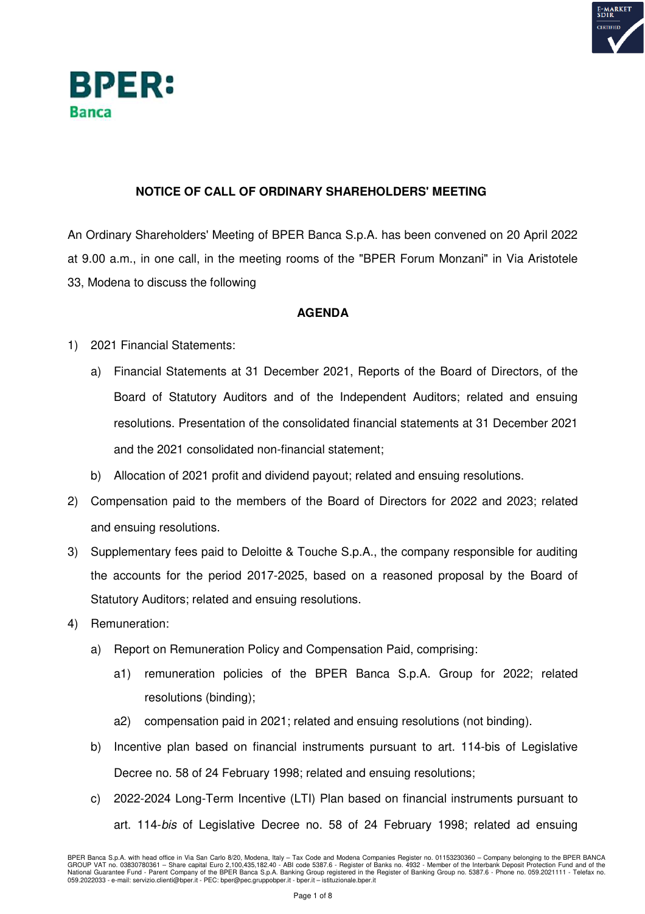BPER: Banca

## NOTICE OF CALL OF ORDINARY SHAREHOLDERS' MEETING

An Ordinary Shareholders' Meeting of BPER Banca S.p.A. has been convened on 20 April 2022 at 9.00 a.m., in one call, in the meeting rooms of the "BPER Forum Monzani" in Via Aristotele 33, Modena to discuss the following

### AGENDA

1) 2021 Financial Statements:
   a) Financial Statements at 31 December 2021, Reports of the Board of Directors, of the Board of Statutory Auditors and of the Independent Auditors; related and ensuing resolutions. Presentation of the consolidated financial statements at 31 December 2021 and the 2021 consolidated non-financial statement;
   b) Allocation of 2021 profit and dividend payout; related and ensuing resolutions.
2) Compensation paid to the members of the Board of Directors for 2022 and 2023; related and ensuing resolutions.
3) Supplementary fees paid to Deloitte & Touche S.p.A., the company responsible for auditing the accounts for the period 2017-2025, based on a reasoned proposal by the Board of Statutory Auditors; related and ensuing resolutions.
4) Remuneration:
   a) Report on Remuneration Policy and Compensation Paid, comprising:
      a1) remuneration policies of the BPER Banca S.p.A. Group for 2022; related resolutions (binding);
      a2) compensation paid in 2021; related and ensuing resolutions (not binding).
   b) Incentive plan based on financial instruments pursuant to art. 114-bis of Legislative Decree no. 58 of 24 February 1998; related and ensuing resolutions;
   c) 2022-2024 Long-Term Incentive (LTI) Plan based on financial instruments pursuant to art. 114-*bis* of Legislative Decree no. 58 of 24 February 1998; related ad ensuing

BPER Banca S.p.A. with head office in Via San Carlo 8/20, Modena, Italy – Tax Code and Modena Companies Register no. 01153230360 – Company belonging to the BPER BANCA GROUP VAT no. 03830780361 – Share capital Euro 2,100,435,182.40 - ABI code 5387.6 - Register of Banks no. 4932 - Member of the Interbank Deposit Protection Fund and of the National Guarantee Fund - Parent Company of the BPER Banca S.p.A. Banking Group registered in the Register of Banking Group no. 5387.6 - Phone no. 059.2021111 - Telefax no. 059.2022033 - e-mail: servizio.clienti@bper.it - PEC: bper@pec.gruppobper.it - bper.it – istituzionale.bper.it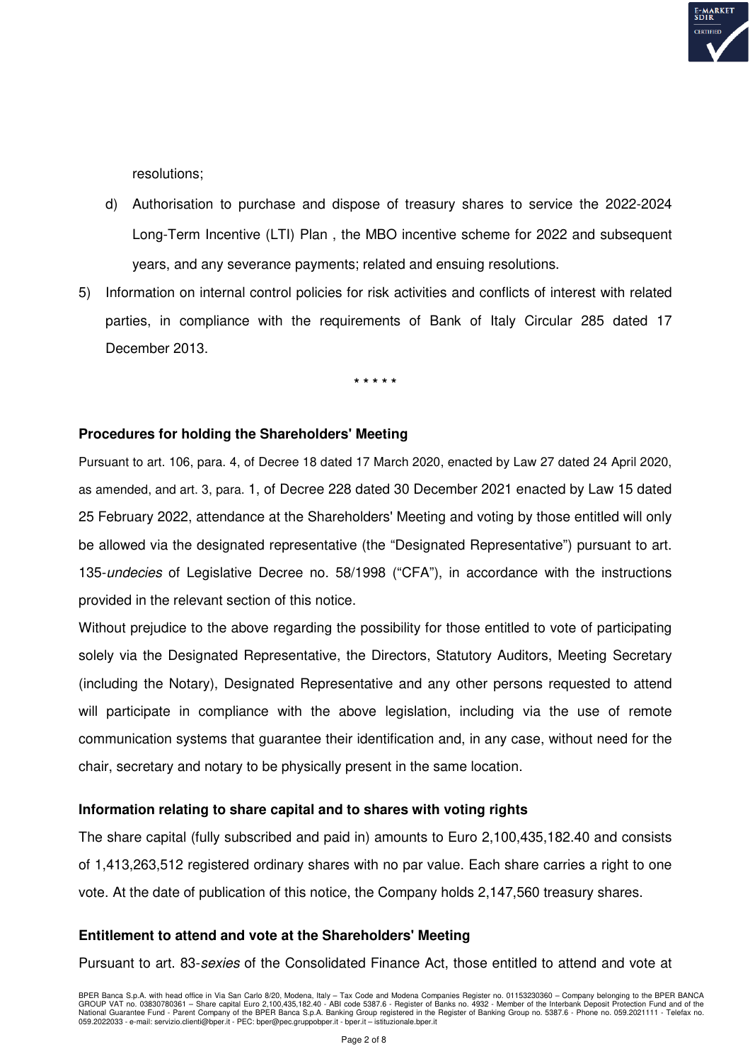resolutions;

d) Authorisation to purchase and dispose of treasury shares to service the 2022-2024 Long-Term Incentive (LTI) Plan , the MBO incentive scheme for 2022 and subsequent years, and any severance payments; related and ensuing resolutions.

5) Information on internal control policies for risk activities and conflicts of interest with related parties, in compliance with the requirements of Bank of Italy Circular 285 dated 17 December 2013.

\* \* \* \* \*

**Procedures for holding the Shareholders' Meeting**

Pursuant to art. 106, para. 4, of Decree 18 dated 17 March 2020, enacted by Law 27 dated 24 April 2020, as amended, and art. 3, para. 1, of Decree 228 dated 30 December 2021 enacted by Law 15 dated 25 February 2022, attendance at the Shareholders' Meeting and voting by those entitled will only be allowed via the designated representative (the "Designated Representative") pursuant to art. 135-*undecies* of Legislative Decree no. 58/1998 ("CFA"), in accordance with the instructions provided in the relevant section of this notice.

Without prejudice to the above regarding the possibility for those entitled to vote of participating solely via the Designated Representative, the Directors, Statutory Auditors, Meeting Secretary (including the Notary), Designated Representative and any other persons requested to attend will participate in compliance with the above legislation, including via the use of remote communication systems that guarantee their identification and, in any case, without need for the chair, secretary and notary to be physically present in the same location.

**Information relating to share capital and to shares with voting rights**

The share capital (fully subscribed and paid in) amounts to Euro 2,100,435,182.40 and consists of 1,413,263,512 registered ordinary shares with no par value. Each share carries a right to one vote. At the date of publication of this notice, the Company holds 2,147,560 treasury shares.

**Entitlement to attend and vote at the Shareholders' Meeting**

Pursuant to art. 83-*sexies* of the Consolidated Finance Act, those entitled to attend and vote at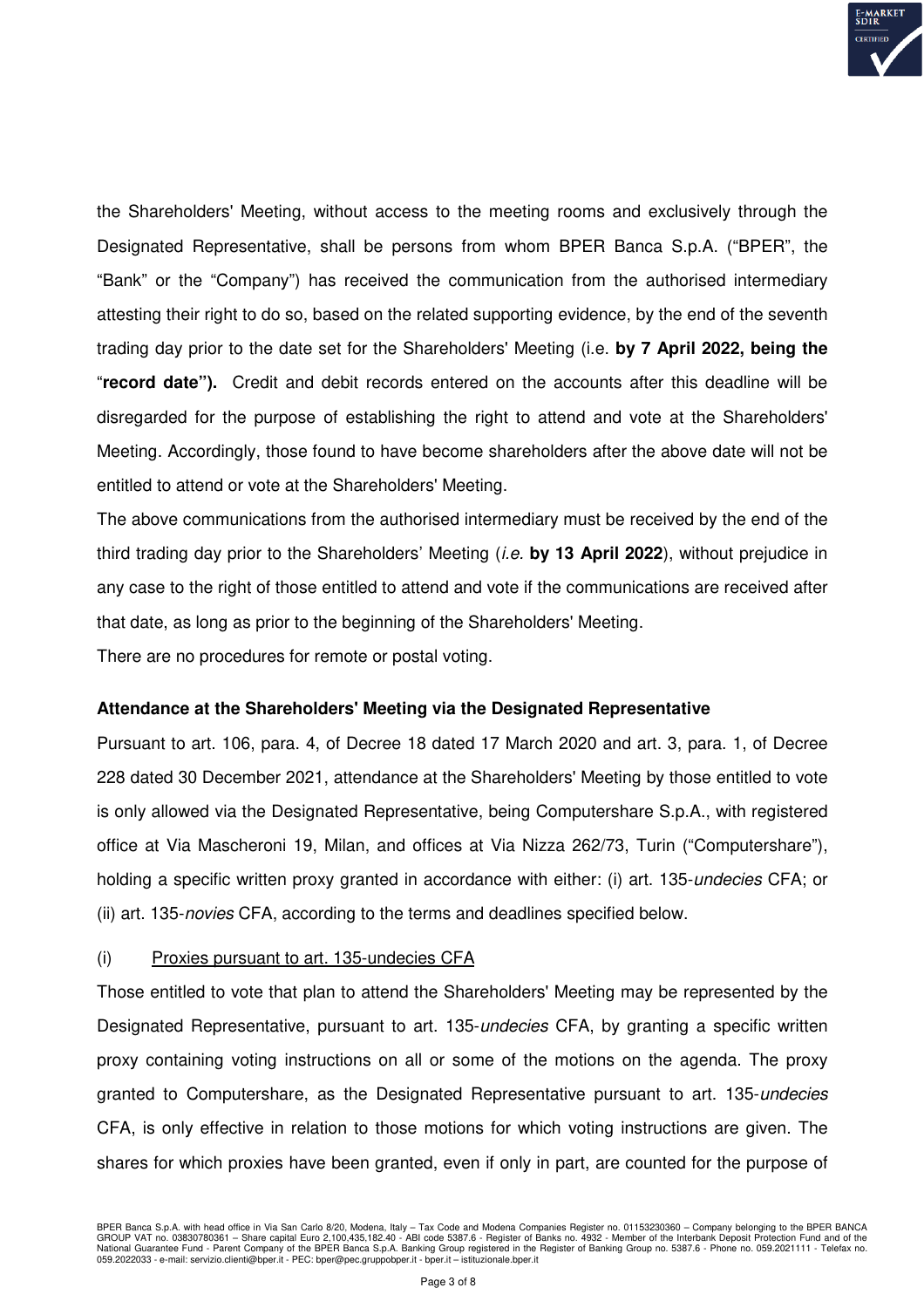the Shareholders' Meeting, without access to the meeting rooms and exclusively through the Designated Representative, shall be persons from whom BPER Banca S.p.A. ("BPER", the "Bank" or the "Company") has received the communication from the authorised intermediary attesting their right to do so, based on the related supporting evidence, by the end of the seventh trading day prior to the date set for the Shareholders' Meeting (i.e. **by 7 April 2022, being the "record date").** Credit and debit records entered on the accounts after this deadline will be disregarded for the purpose of establishing the right to attend and vote at the Shareholders' Meeting. Accordingly, those found to have become shareholders after the above date will not be entitled to attend or vote at the Shareholders' Meeting.

The above communications from the authorised intermediary must be received by the end of the third trading day prior to the Shareholders' Meeting (*i.e.* **by 13 April 2022**), without prejudice in any case to the right of those entitled to attend and vote if the communications are received after that date, as long as prior to the beginning of the Shareholders' Meeting.

There are no procedures for remote or postal voting.

**Attendance at the Shareholders' Meeting via the Designated Representative**

Pursuant to art. 106, para. 4, of Decree 18 dated 17 March 2020 and art. 3, para. 1, of Decree 228 dated 30 December 2021, attendance at the Shareholders' Meeting by those entitled to vote is only allowed via the Designated Representative, being Computershare S.p.A., with registered office at Via Mascheroni 19, Milan, and offices at Via Nizza 262/73, Turin ("Computershare"), holding a specific written proxy granted in accordance with either: (i) art. 135-*undecies* CFA; or (ii) art. 135-*novies* CFA, according to the terms and deadlines specified below.

(i) Proxies pursuant to art. 135-undecies CFA

Those entitled to vote that plan to attend the Shareholders' Meeting may be represented by the Designated Representative, pursuant to art. 135-*undecies* CFA, by granting a specific written proxy containing voting instructions on all or some of the motions on the agenda. The proxy granted to Computershare, as the Designated Representative pursuant to art. 135-*undecies* CFA, is only effective in relation to those motions for which voting instructions are given. The shares for which proxies have been granted, even if only in part, are counted for the purpose of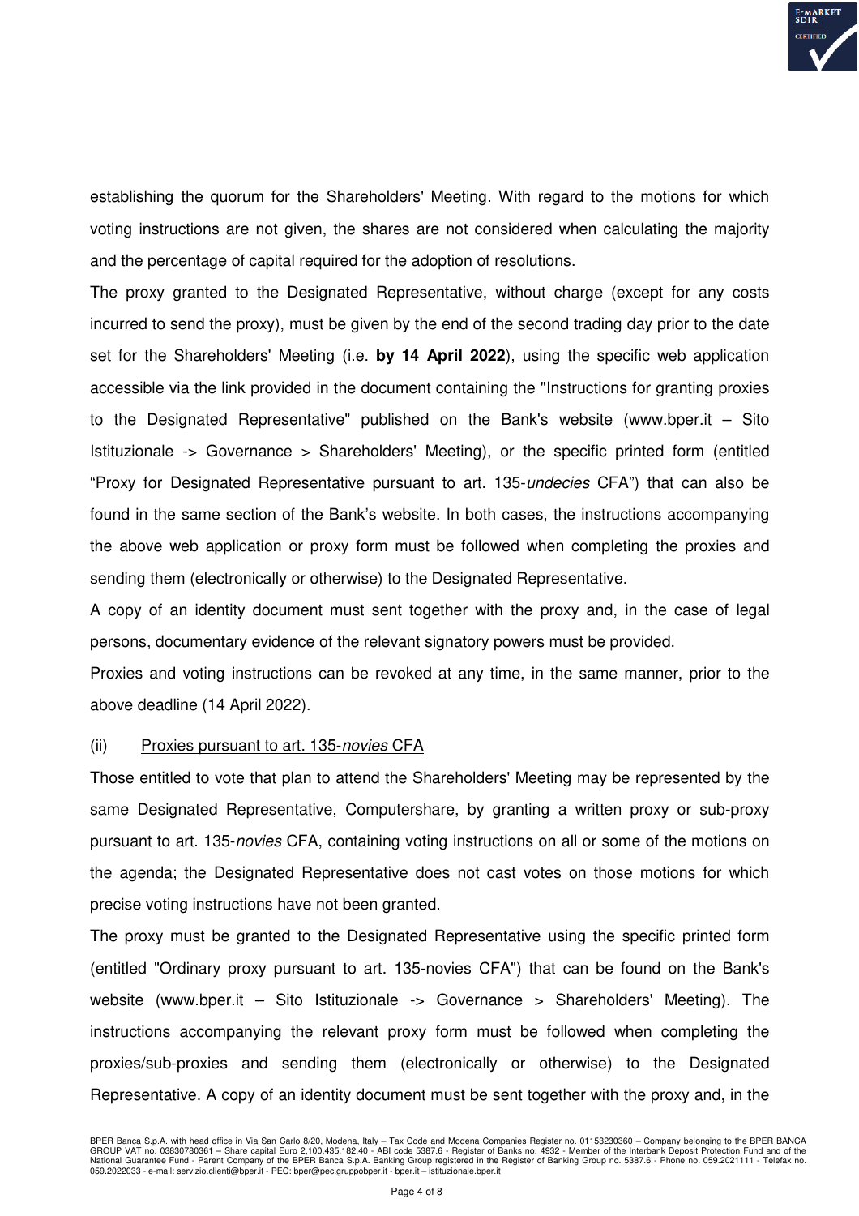establishing the quorum for the Shareholders' Meeting. With regard to the motions for which voting instructions are not given, the shares are not considered when calculating the majority and the percentage of capital required for the adoption of resolutions.

The proxy granted to the Designated Representative, without charge (except for any costs incurred to send the proxy), must be given by the end of the second trading day prior to the date set for the Shareholders' Meeting (i.e. **by 14 April 2022**), using the specific web application accessible via the link provided in the document containing the "Instructions for granting proxies to the Designated Representative" published on the Bank's website (www.bper.it – Sito Istituzionale -> Governance > Shareholders' Meeting), or the specific printed form (entitled "Proxy for Designated Representative pursuant to art. 135-*undecies* CFA") that can also be found in the same section of the Bank's website. In both cases, the instructions accompanying the above web application or proxy form must be followed when completing the proxies and sending them (electronically or otherwise) to the Designated Representative.

A copy of an identity document must sent together with the proxy and, in the case of legal persons, documentary evidence of the relevant signatory powers must be provided.

Proxies and voting instructions can be revoked at any time, in the same manner, prior to the above deadline (14 April 2022).

(ii) <u>Proxies pursuant to art. 135-*novies* CFA</u>

Those entitled to vote that plan to attend the Shareholders' Meeting may be represented by the same Designated Representative, Computershare, by granting a written proxy or sub-proxy pursuant to art. 135-*novies* CFA, containing voting instructions on all or some of the motions on the agenda; the Designated Representative does not cast votes on those motions for which precise voting instructions have not been granted.

The proxy must be granted to the Designated Representative using the specific printed form (entitled "Ordinary proxy pursuant to art. 135-novies CFA") that can be found on the Bank's website (www.bper.it – Sito Istituzionale -> Governance > Shareholders' Meeting). The instructions accompanying the relevant proxy form must be followed when completing the proxies/sub-proxies and sending them (electronically or otherwise) to the Designated Representative. A copy of an identity document must be sent together with the proxy and, in the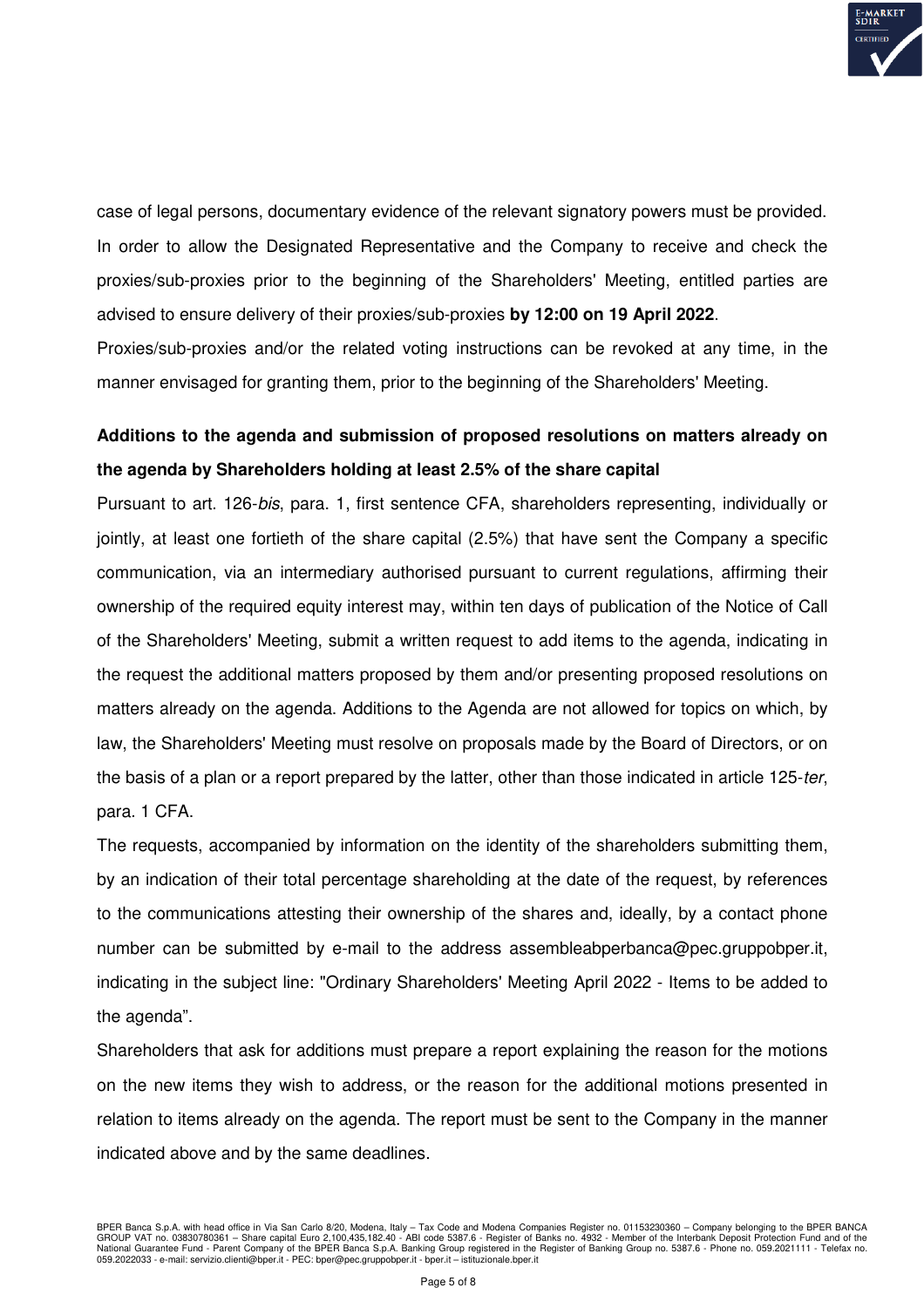case of legal persons, documentary evidence of the relevant signatory powers must be provided. In order to allow the Designated Representative and the Company to receive and check the proxies/sub-proxies prior to the beginning of the Shareholders' Meeting, entitled parties are advised to ensure delivery of their proxies/sub-proxies **by 12:00 on 19 April 2022**.

Proxies/sub-proxies and/or the related voting instructions can be revoked at any time, in the manner envisaged for granting them, prior to the beginning of the Shareholders' Meeting.

**Additions to the agenda and submission of proposed resolutions on matters already on the agenda by Shareholders holding at least 2.5% of the share capital**

Pursuant to art. 126-*bis*, para. 1, first sentence CFA, shareholders representing, individually or jointly, at least one fortieth of the share capital (2.5%) that have sent the Company a specific communication, via an intermediary authorised pursuant to current regulations, affirming their ownership of the required equity interest may, within ten days of publication of the Notice of Call of the Shareholders' Meeting, submit a written request to add items to the agenda, indicating in the request the additional matters proposed by them and/or presenting proposed resolutions on matters already on the agenda. Additions to the Agenda are not allowed for topics on which, by law, the Shareholders' Meeting must resolve on proposals made by the Board of Directors, or on the basis of a plan or a report prepared by the latter, other than those indicated in article 125-*ter*, para. 1 CFA.

The requests, accompanied by information on the identity of the shareholders submitting them, by an indication of their total percentage shareholding at the date of the request, by references to the communications attesting their ownership of the shares and, ideally, by a contact phone number can be submitted by e-mail to the address assembleabperbanca@pec.gruppobper.it, indicating in the subject line: "Ordinary Shareholders' Meeting April 2022 - Items to be added to the agenda".

Shareholders that ask for additions must prepare a report explaining the reason for the motions on the new items they wish to address, or the reason for the additional motions presented in relation to items already on the agenda. The report must be sent to the Company in the manner indicated above and by the same deadlines.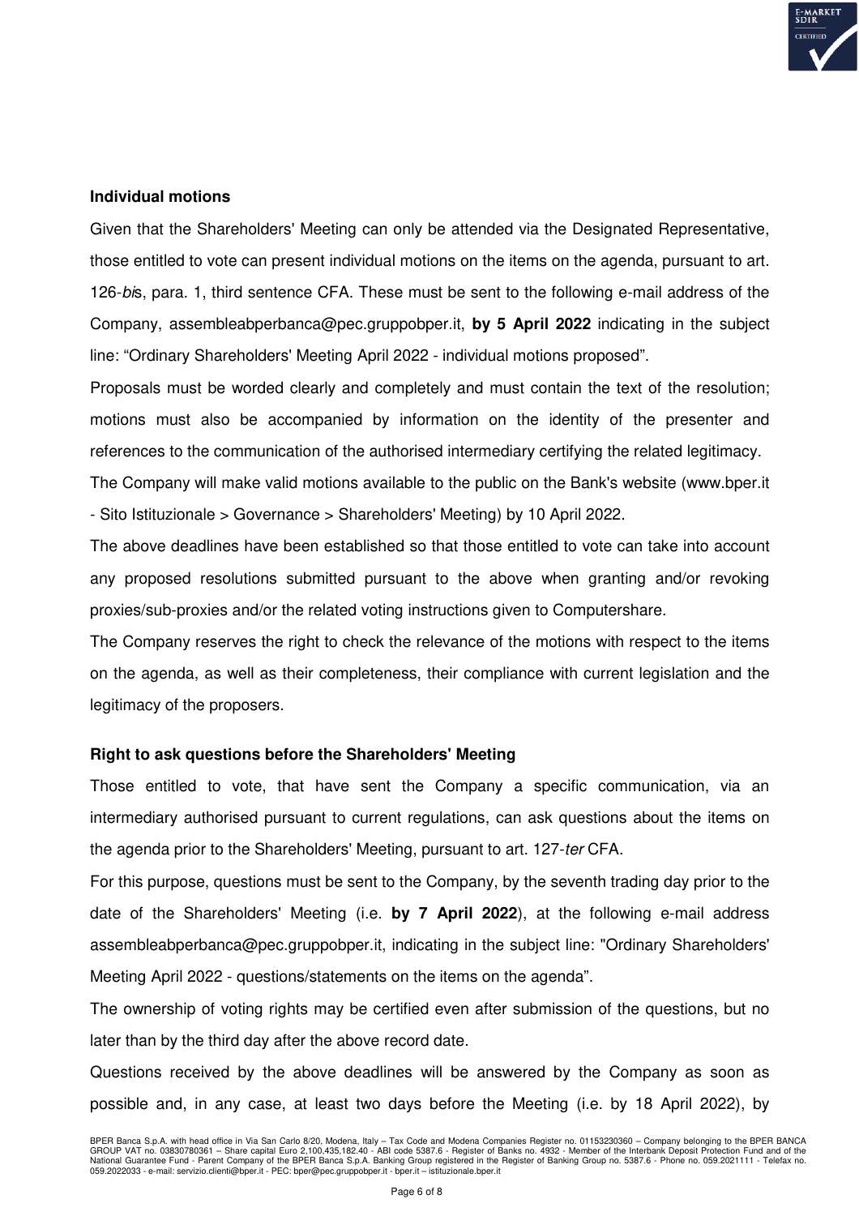**Individual motions**

Given that the Shareholders' Meeting can only be attended via the Designated Representative, those entitled to vote can present individual motions on the items on the agenda, pursuant to art. 126-*bis*, para. 1, third sentence CFA. These must be sent to the following e-mail address of the Company, assembleabperbanca@pec.gruppobper.it, **by 5 April 2022** indicating in the subject line: “Ordinary Shareholders' Meeting April 2022 - individual motions proposed”.

Proposals must be worded clearly and completely and must contain the text of the resolution; motions must also be accompanied by information on the identity of the presenter and references to the communication of the authorised intermediary certifying the related legitimacy.

The Company will make valid motions available to the public on the Bank's website (www.bper.it - Sito Istituzionale > Governance > Shareholders' Meeting) by 10 April 2022.

The above deadlines have been established so that those entitled to vote can take into account any proposed resolutions submitted pursuant to the above when granting and/or revoking proxies/sub-proxies and/or the related voting instructions given to Computershare.

The Company reserves the right to check the relevance of the motions with respect to the items on the agenda, as well as their completeness, their compliance with current legislation and the legitimacy of the proposers.

**Right to ask questions before the Shareholders' Meeting**

Those entitled to vote, that have sent the Company a specific communication, via an intermediary authorised pursuant to current regulations, can ask questions about the items on the agenda prior to the Shareholders' Meeting, pursuant to art. 127-*ter* CFA.

For this purpose, questions must be sent to the Company, by the seventh trading day prior to the date of the Shareholders' Meeting (i.e. **by 7 April 2022**), at the following e-mail address assembleabperbanca@pec.gruppobper.it, indicating in the subject line: "Ordinary Shareholders' Meeting April 2022 - questions/statements on the items on the agenda”.

The ownership of voting rights may be certified even after submission of the questions, but no later than by the third day after the above record date.

Questions received by the above deadlines will be answered by the Company as soon as possible and, in any case, at least two days before the Meeting (i.e. by 18 April 2022), by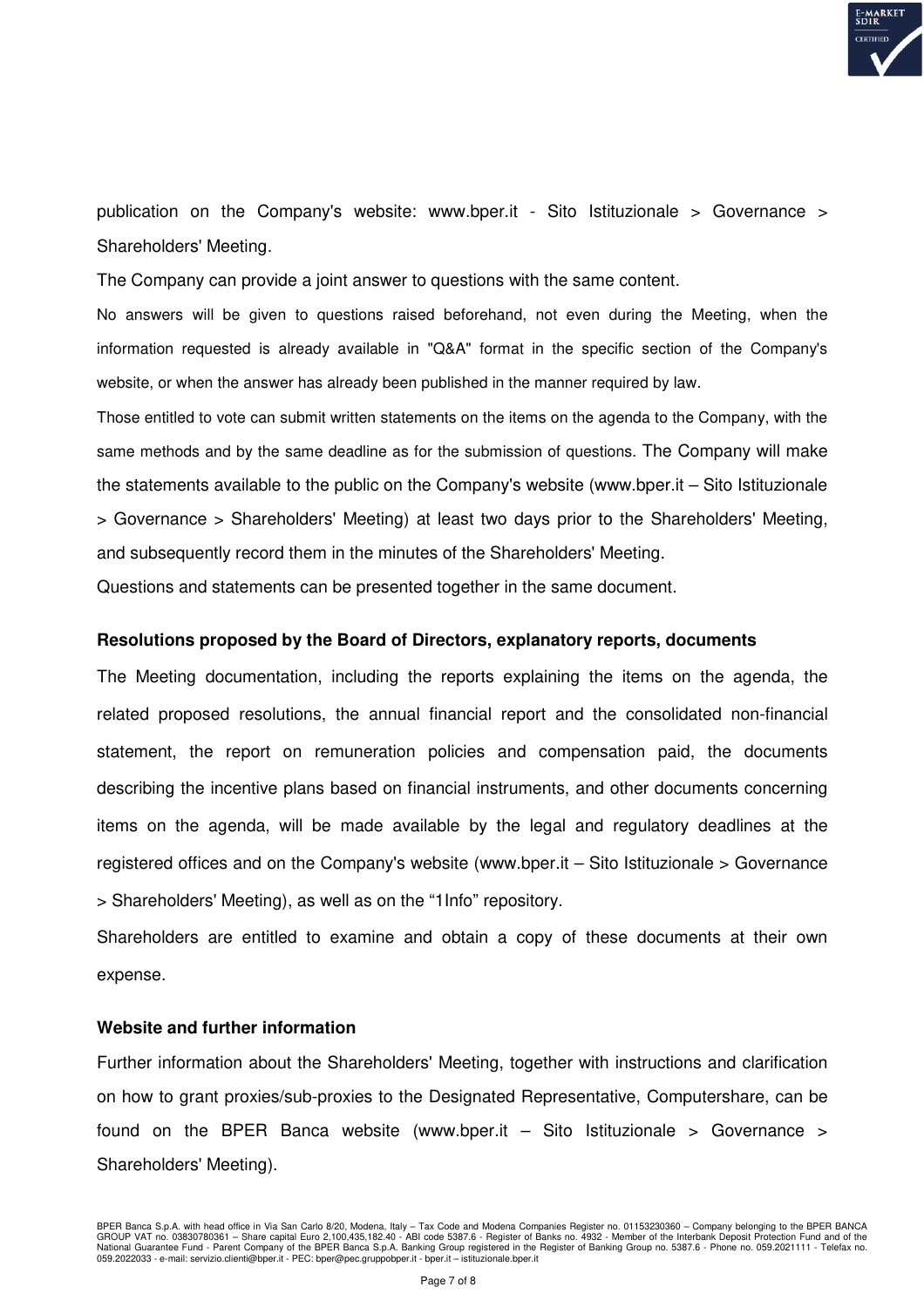publication on the Company's website: www.bper.it - Sito Istituzionale > Governance > Shareholders' Meeting.

The Company can provide a joint answer to questions with the same content.

No answers will be given to questions raised beforehand, not even during the Meeting, when the information requested is already available in "Q&A" format in the specific section of the Company's website, or when the answer has already been published in the manner required by law.

Those entitled to vote can submit written statements on the items on the agenda to the Company, with the same methods and by the same deadline as for the submission of questions. The Company will make the statements available to the public on the Company's website (www.bper.it – Sito Istituzionale > Governance > Shareholders' Meeting) at least two days prior to the Shareholders' Meeting, and subsequently record them in the minutes of the Shareholders' Meeting.

Questions and statements can be presented together in the same document.

**Resolutions proposed by the Board of Directors, explanatory reports, documents**

The Meeting documentation, including the reports explaining the items on the agenda, the related proposed resolutions, the annual financial report and the consolidated non-financial statement, the report on remuneration policies and compensation paid, the documents describing the incentive plans based on financial instruments, and other documents concerning items on the agenda, will be made available by the legal and regulatory deadlines at the registered offices and on the Company's website (www.bper.it – Sito Istituzionale > Governance > Shareholders' Meeting), as well as on the "1Info" repository.

Shareholders are entitled to examine and obtain a copy of these documents at their own expense.

**Website and further information**

Further information about the Shareholders' Meeting, together with instructions and clarification on how to grant proxies/sub-proxies to the Designated Representative, Computershare, can be found on the BPER Banca website (www.bper.it – Sito Istituzionale > Governance > Shareholders' Meeting).

BPER Banca S.p.A. with head office in Via San Carlo 8/20, Modena, Italy – Tax Code and Modena Companies Register no. 01153230360 – Company belonging to the BPER BANCA GROUP VAT no. 03830780361 – Share capital Euro 2,100,435,182.40 - ABI code 5387.6 - Register of Banks no. 4932 - Member of the Interbank Deposit Protection Fund and of the National Guarantee Fund - Parent Company of the BPER Banca S.p.A. Banking Group registered in the Register of Banking Group no. 5387.6 - Phone no. 059.2021111 - Telefax no. 059.2022033 - e-mail: servizio.clienti@bper.it - PEC: bper@pec.gruppobper.it - bper.it – istituzionale.bper.it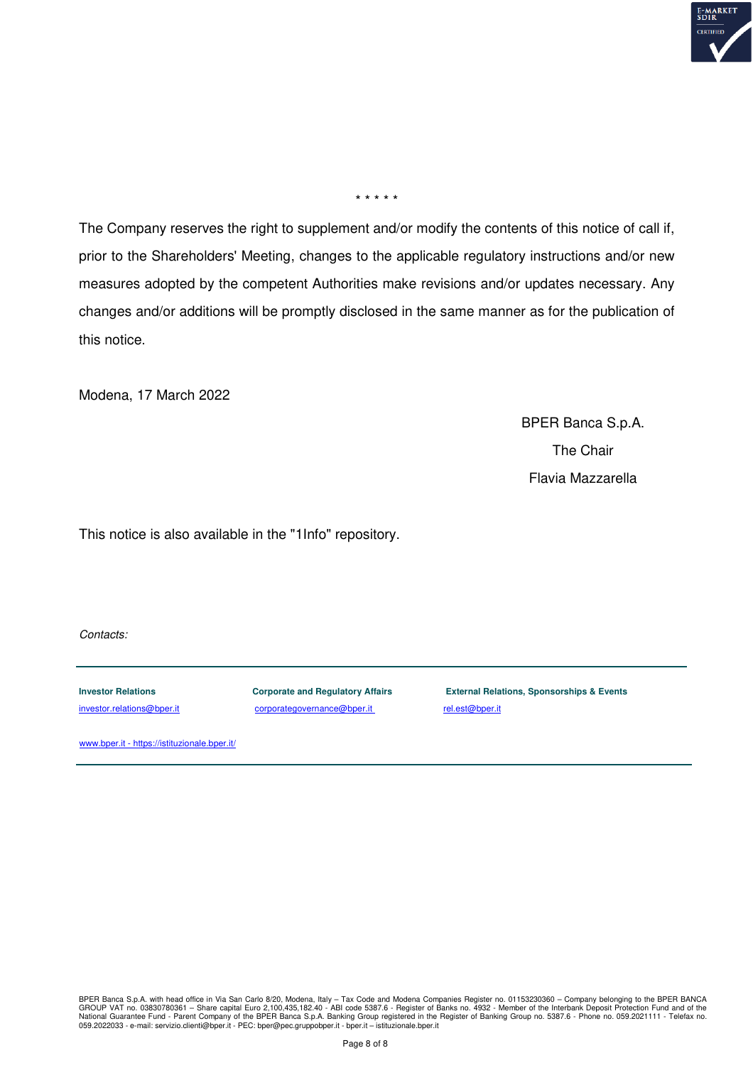\* \* \* \* \*

The Company reserves the right to supplement and/or modify the contents of this notice of call if, prior to the Shareholders' Meeting, changes to the applicable regulatory instructions and/or new measures adopted by the competent Authorities make revisions and/or updates necessary. Any changes and/or additions will be promptly disclosed in the same manner as for the publication of this notice.

Modena, 17 March 2022

BPER Banca S.p.A.

The Chair

Flavia Mazzarella

This notice is also available in the "1Info" repository.

*Contacts:*

| | | |
|---|---|---|
| **Investor Relations** | **Corporate and Regulatory Affairs** | **External Relations, Sponsorships & Events** |
| investor.relations@bper.it | corporategovernance@bper.it | rel.est@bper.it |

www.bper.it - https://istituzionale.bper.it/

BPER Banca S.p.A. with head office in Via San Carlo 8/20, Modena, Italy – Tax Code and Modena Companies Register no. 01153230360 – Company belonging to the BPER BANCA GROUP VAT no. 03830780361 – Share capital Euro 2,100,435,182.40 - ABI code 5387.6 - Register of Banks no. 4932 - Member of the Interbank Deposit Protection Fund and of the National Guarantee Fund - Parent Company of the BPER Banca S.p.A. Banking Group registered in the Register of Banking Group no. 5387.6 - Phone no. 059.2021111 - Telefax no. 059.2022033 - e-mail: servizio.clienti@bper.it - PEC: bper@pec.gruppobper.it - bper.it – istituzionale.bper.it